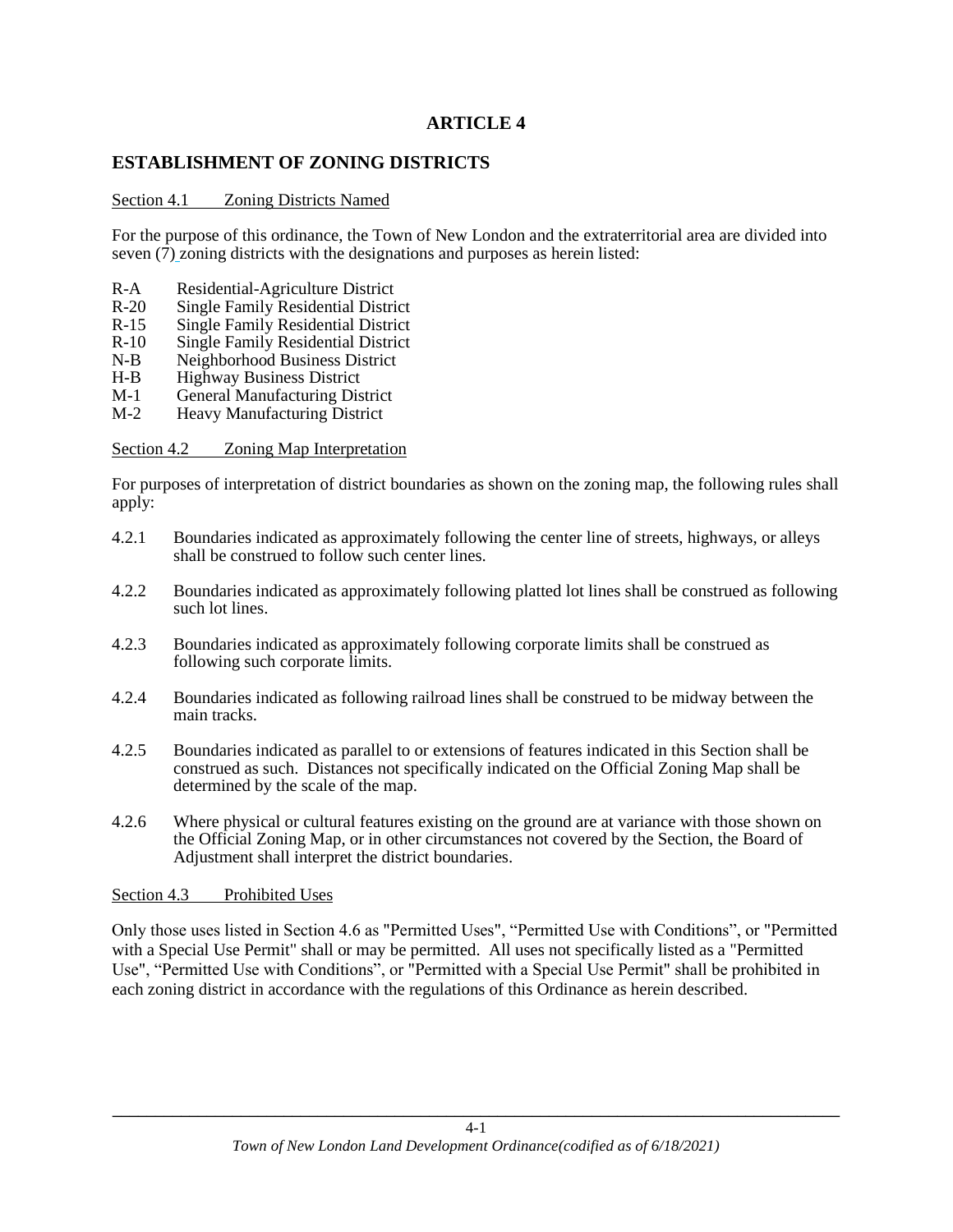# ARTICLE 4

## ESTABLISHMENT OF ZONING DISTRICTS

Section 4.1 Zoning Districts Named

For the purpose of this ordinance, the Town of New London and the extraterritorial area are divided into seven (7) zoning districts with the designations and purposes as herein listed:

- R-A Residential-Agriculture District
- R-20 Single Family Residential District
- R-15 Single Family Residential District
- R-10 Single Family Residential District
- N-B Neighborhood Business District
- H-B Highway Business District
- M-1 General Manufacturing District
- M-2 Heavy Manufacturing District

Section 4.2 Zoning Map Interpretation

For purposes of interpretation of district boundaries as shown on the zoning map, the following rules shall apply:

4.2.1 Boundaries indicated as approximately following the center line of streets, highways, or alleys shall be construed to follow such center lines.

4.2.2 Boundaries indicated as approximately following platted lot lines shall be construed as following such lot lines.

4.2.3 Boundaries indicated as approximately following corporate limits shall be construed as following such corporate limits.

4.2.4 Boundaries indicated as following railroad lines shall be construed to be midway between the main tracks.

4.2.5 Boundaries indicated as parallel to or extensions of features indicated in this Section shall be construed as such. Distances not specifically indicated on the Official Zoning Map shall be determined by the scale of the map.

4.2.6 Where physical or cultural features existing on the ground are at variance with those shown on the Official Zoning Map, or in other circumstances not covered by the Section, the Board of Adjustment shall interpret the district boundaries.

Section 4.3 Prohibited Uses

Only those uses listed in Section 4.6 as "Permitted Uses", "Permitted Use with Conditions", or "Permitted with a Special Use Permit" shall or may be permitted. All uses not specifically listed as a "Permitted Use", "Permitted Use with Conditions", or "Permitted with a Special Use Permit" shall be prohibited in each zoning district in accordance with the regulations of this Ordinance as herein described.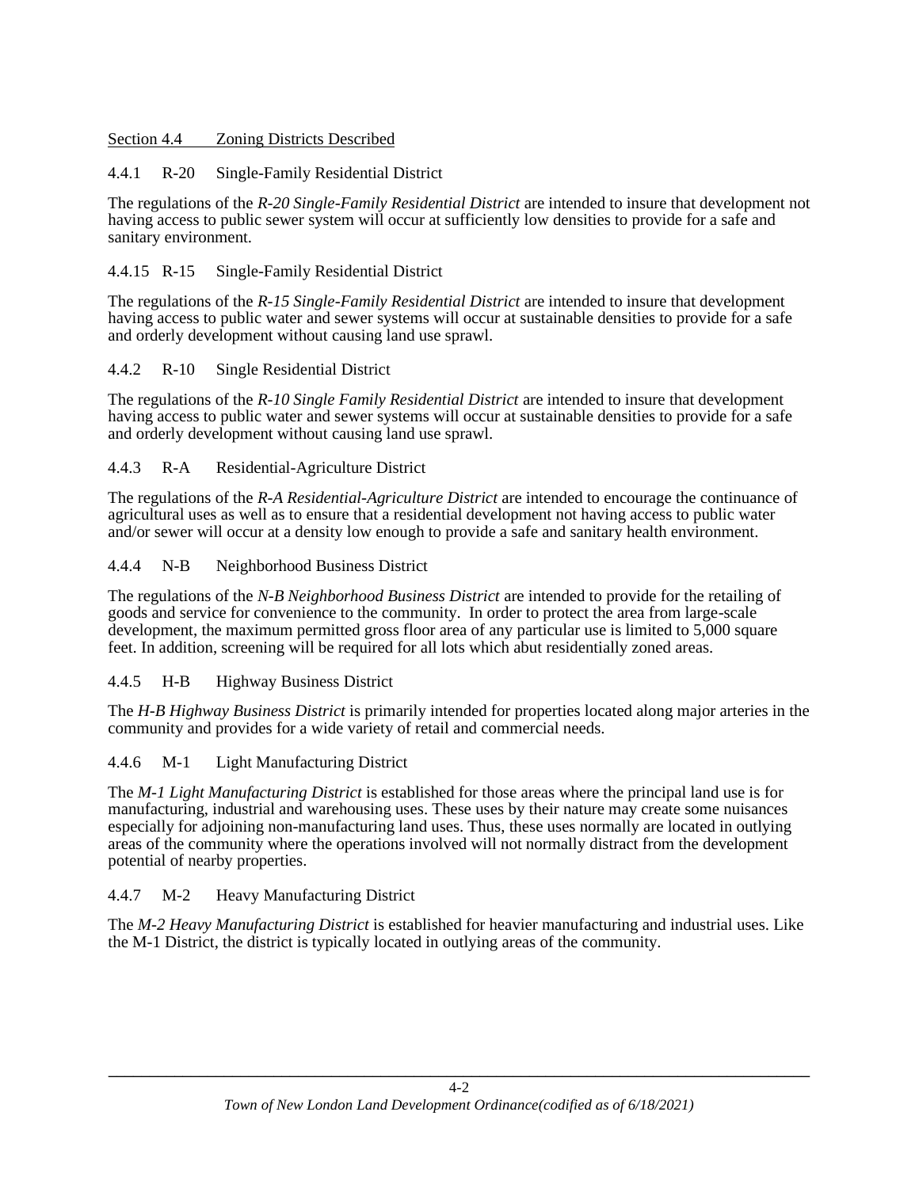## Section 4.4 Zoning Districts Described

### 4.4.1 R-20 Single-Family Residential District

The regulations of the *R-20 Single-Family Residential District* are intended to insure that development not having access to public sewer system will occur at sufficiently low densities to provide for a safe and sanitary environment.

### 4.4.15 R-15 Single-Family Residential District

The regulations of the *R-15 Single-Family Residential District* are intended to insure that development having access to public water and sewer systems will occur at sustainable densities to provide for a safe and orderly development without causing land use sprawl.

### 4.4.2 R-10 Single Residential District

The regulations of the *R-10 Single Family Residential District* are intended to insure that development having access to public water and sewer systems will occur at sustainable densities to provide for a safe and orderly development without causing land use sprawl.

### 4.4.3 R-A Residential-Agriculture District

The regulations of the *R-A Residential-Agriculture District* are intended to encourage the continuance of agricultural uses as well as to ensure that a residential development not having access to public water and/or sewer will occur at a density low enough to provide a safe and sanitary health environment.

### 4.4.4 N-B Neighborhood Business District

The regulations of the *N-B Neighborhood Business District* are intended to provide for the retailing of goods and service for convenience to the community. In order to protect the area from large-scale development, the maximum permitted gross floor area of any particular use is limited to 5,000 square feet. In addition, screening will be required for all lots which abut residentially zoned areas.

### 4.4.5 H-B Highway Business District

The *H-B Highway Business District* is primarily intended for properties located along major arteries in the community and provides for a wide variety of retail and commercial needs.

### 4.4.6 M-1 Light Manufacturing District

The *M-1 Light Manufacturing District* is established for those areas where the principal land use is for manufacturing, industrial and warehousing uses. These uses by their nature may create some nuisances especially for adjoining non-manufacturing land uses. Thus, these uses normally are located in outlying areas of the community where the operations involved will not normally distract from the development potential of nearby properties.

### 4.4.7 M-2 Heavy Manufacturing District

The *M-2 Heavy Manufacturing District* is established for heavier manufacturing and industrial uses. Like the M-1 District, the district is typically located in outlying areas of the community.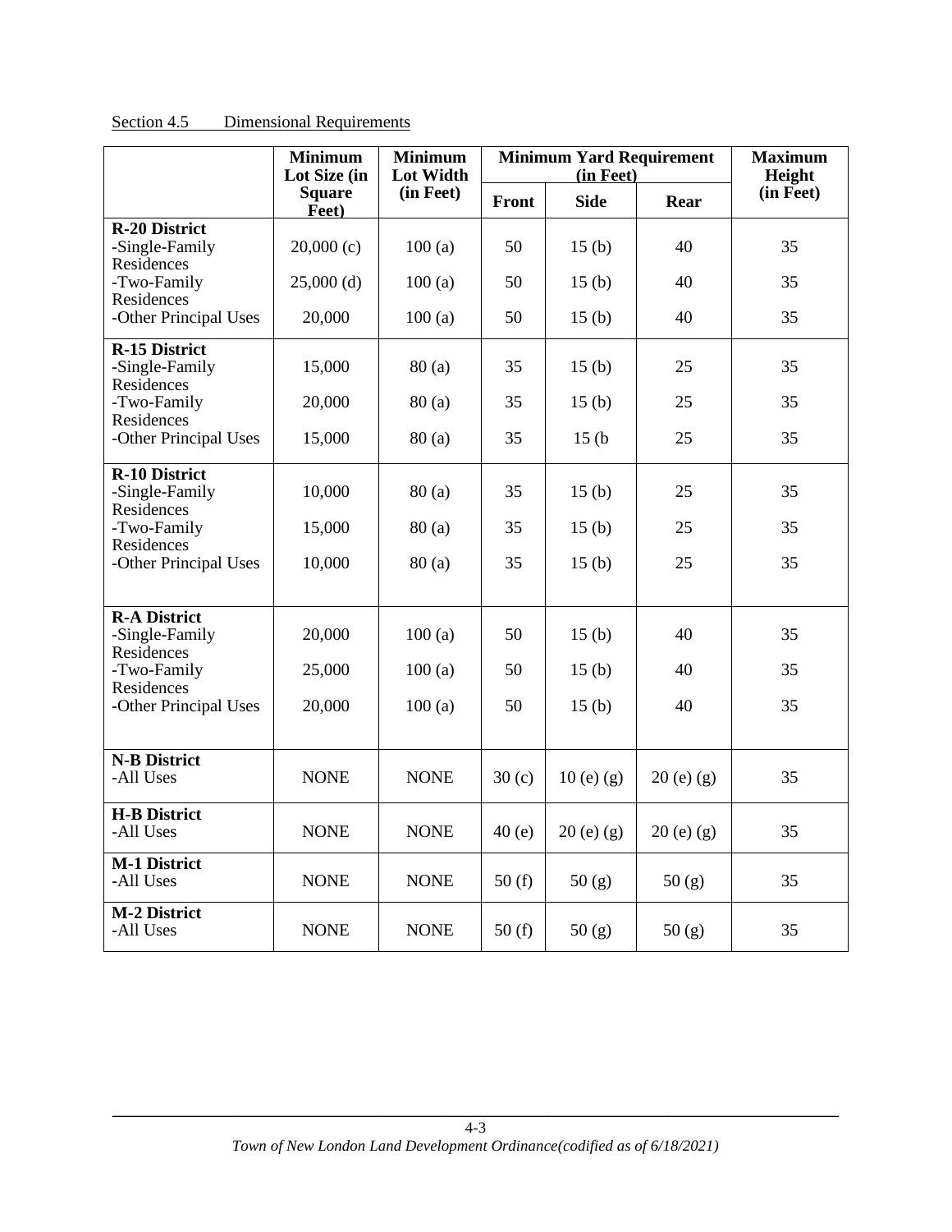Section 4.5 Dimensional Requirements

| | Minimum Lot Size (in Square Feet) | Minimum Lot Width (in Feet) | Minimum Yard Requirement (in Feet) | | | Maximum Height (in Feet) |
|---|---|---|---|---|---|---|
| | | | Front | Side | Rear | |
| **R-20 District** | | | | | | |
| -Single-Family Residences | 20,000 (c) | 100 (a) | 50 | 15 (b) | 40 | 35 |
| -Two-Family Residences | 25,000 (d) | 100 (a) | 50 | 15 (b) | 40 | 35 |
| -Other Principal Uses | 20,000 | 100 (a) | 50 | 15 (b) | 40 | 35 |
| **R-15 District** | | | | | | |
| -Single-Family Residences | 15,000 | 80 (a) | 35 | 15 (b) | 25 | 35 |
| -Two-Family Residences | 20,000 | 80 (a) | 35 | 15 (b) | 25 | 35 |
| -Other Principal Uses | 15,000 | 80 (a) | 35 | 15 (b | 25 | 35 |
| **R-10 District** | | | | | | |
| -Single-Family Residences | 10,000 | 80 (a) | 35 | 15 (b) | 25 | 35 |
| -Two-Family Residences | 15,000 | 80 (a) | 35 | 15 (b) | 25 | 35 |
| -Other Principal Uses | 10,000 | 80 (a) | 35 | 15 (b) | 25 | 35 |
| **R-A District** | | | | | | |
| -Single-Family Residences | 20,000 | 100 (a) | 50 | 15 (b) | 40 | 35 |
| -Two-Family Residences | 25,000 | 100 (a) | 50 | 15 (b) | 40 | 35 |
| -Other Principal Uses | 20,000 | 100 (a) | 50 | 15 (b) | 40 | 35 |
| **N-B District** | | | | | | |
| -All Uses | NONE | NONE | 30 (c) | 10 (e) (g) | 20 (e) (g) | 35 |
| **H-B District** | | | | | | |
| -All Uses | NONE | NONE | 40 (e) | 20 (e) (g) | 20 (e) (g) | 35 |
| **M-1 District** | | | | | | |
| -All Uses | NONE | NONE | 50 (f) | 50 (g) | 50 (g) | 35 |
| **M-2 District** | | | | | | |
| -All Uses | NONE | NONE | 50 (f) | 50 (g) | 50 (g) | 35 |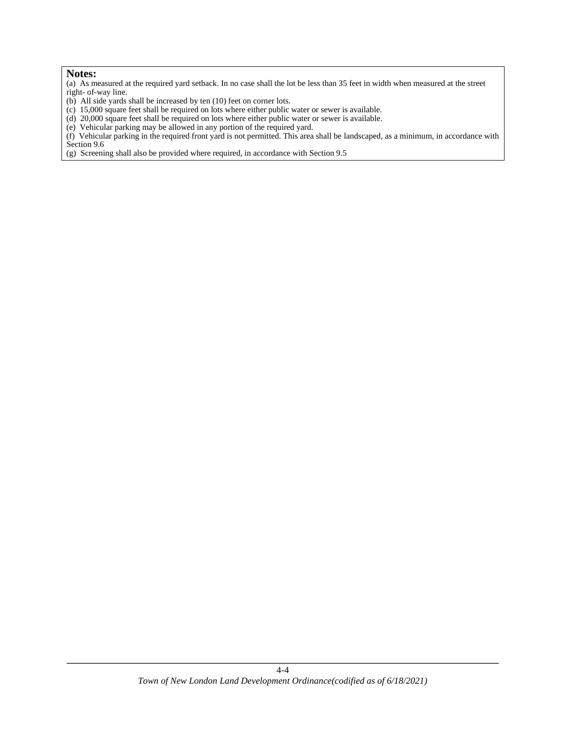**Notes:**

(a) As measured at the required yard setback. In no case shall the lot be less than 35 feet in width when measured at the street right- of-way line.

(b) All side yards shall be increased by ten (10) feet on corner lots.

(c) 15,000 square feet shall be required on lots where either public water or sewer is available.

(d) 20,000 square feet shall be required on lots where either public water or sewer is available.

(e) Vehicular parking may be allowed in any portion of the required yard.

(f) Vehicular parking in the required front yard is not permitted. This area shall be landscaped, as a minimum, in accordance with Section 9.6

(g) Screening shall also be provided where required, in accordance with Section 9.5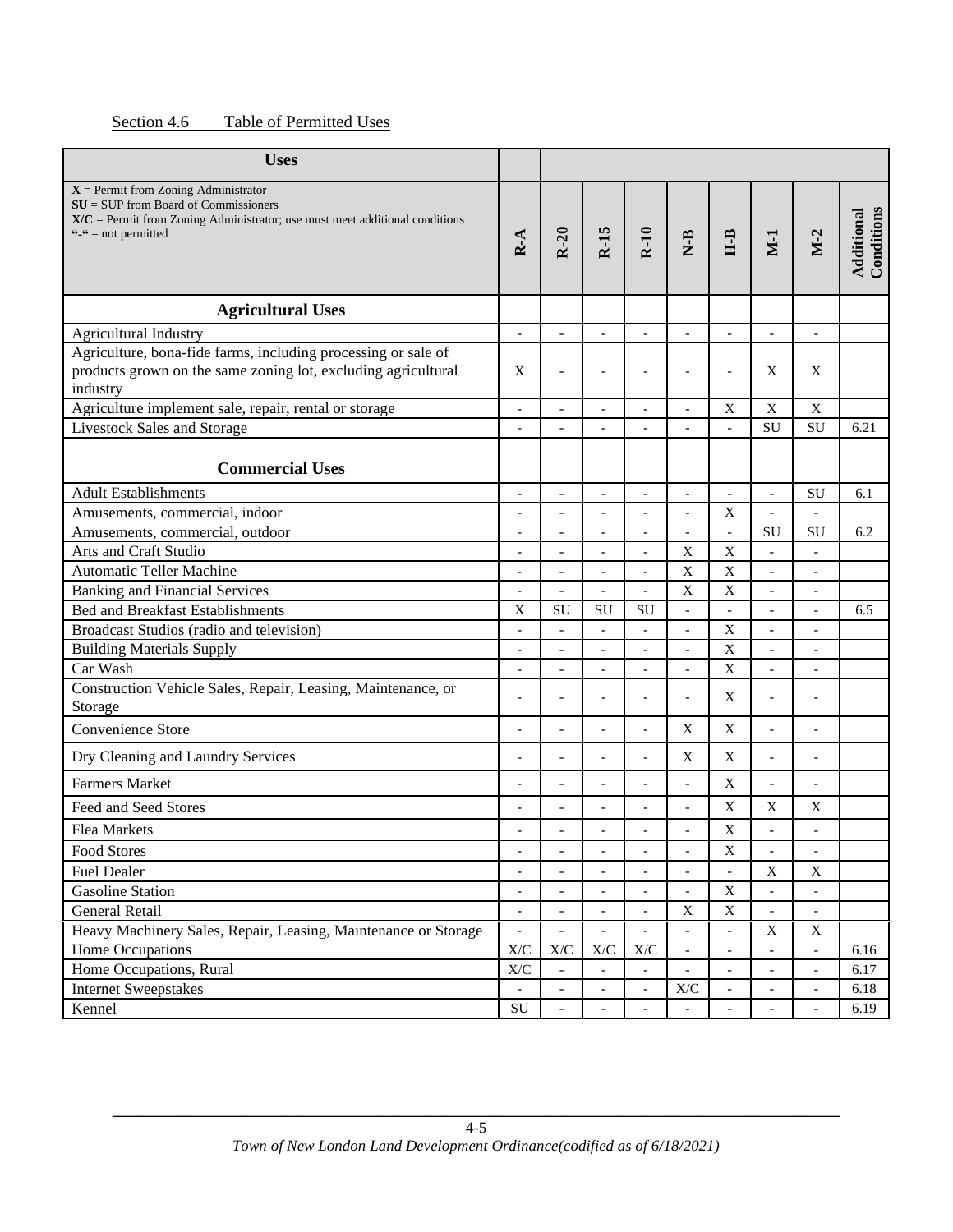Section 4.6 Table of Permitted Uses

| Uses | R-A | R-20 | R-15 | R-10 | N-B | H-B | M-1 | M-2 | Additional Conditions |
|---|---|---|---|---|---|---|---|---|---|
| **X** = Permit from Zoning Administrator<br>**SU** = SUP from Board of Commissioners<br>**X/C** = Permit from Zoning Administrator; use must meet additional conditions<br>"-" = not permitted | | | | | | | | | |
| **Agricultural Uses** | | | | | | | | | |
| Agricultural Industry | - | - | - | - | - | - | - | - | |
| Agriculture, bona-fide farms, including processing or sale of products grown on the same zoning lot, excluding agricultural industry | X | - | - | - | - | - | X | X | |
| Agriculture implement sale, repair, rental or storage | - | - | - | - | - | X | X | X | |
| Livestock Sales and Storage | - | - | - | - | - | - | SU | SU | 6.21 |
| | | | | | | | | | |
| **Commercial Uses** | | | | | | | | | |
| Adult Establishments | - | - | - | - | - | - | - | SU | 6.1 |
| Amusements, commercial, indoor | - | - | - | - | - | X | - | - | |
| Amusements, commercial, outdoor | - | - | - | - | - | - | SU | SU | 6.2 |
| Arts and Craft Studio | - | - | - | - | X | X | - | - | |
| Automatic Teller Machine | - | - | - | - | X | X | - | - | |
| Banking and Financial Services | - | - | - | - | X | X | - | - | |
| Bed and Breakfast Establishments | X | SU | SU | SU | - | - | - | - | 6.5 |
| Broadcast Studios (radio and television) | - | - | - | - | - | X | - | - | |
| Building Materials Supply | - | - | - | - | - | X | - | - | |
| Car Wash | - | - | - | - | - | X | - | - | |
| Construction Vehicle Sales, Repair, Leasing, Maintenance, or Storage | - | - | - | - | - | X | - | - | |
| Convenience Store | - | - | - | - | X | X | - | - | |
| Dry Cleaning and Laundry Services | - | - | - | - | X | X | - | - | |
| Farmers Market | - | - | - | - | - | X | - | - | |
| Feed and Seed Stores | - | - | - | - | - | X | X | X | |
| Flea Markets | - | - | - | - | - | X | - | - | |
| Food Stores | - | - | - | - | - | X | - | - | |
| Fuel Dealer | - | - | - | - | - | - | X | X | |
| Gasoline Station | - | - | - | - | - | X | - | - | |
| General Retail | - | - | - | - | X | X | - | - | |
| Heavy Machinery Sales, Repair, Leasing, Maintenance or Storage | - | - | - | - | - | - | X | X | |
| Home Occupations | X/C | X/C | X/C | X/C | - | - | - | - | 6.16 |
| Home Occupations, Rural | X/C | - | - | - | - | - | - | - | 6.17 |
| Internet Sweepstakes | - | - | - | - | X/C | - | - | - | 6.18 |
| Kennel | SU | - | - | - | - | - | - | - | 6.19 |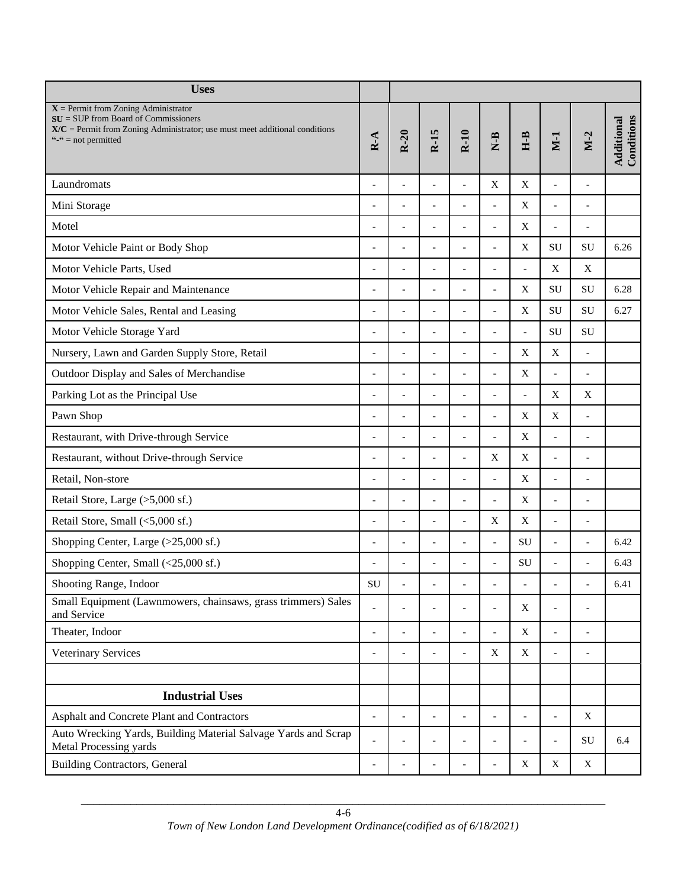| Uses | | | | | | | | | |
|---|---|---|---|---|---|---|---|---|---|
| **X** = Permit from Zoning Administrator<br>**SU** = SUP from Board of Commissioners<br>**X/C** = Permit from Zoning Administrator; use must meet additional conditions<br>"-" = not permitted | **R-A** | **R-20** | **R-15** | **R-10** | **N-B** | **H-B** | **M-1** | **M-2** | **Additional Conditions** |
| Laundromats | - | - | - | - | X | X | - | - | |
| Mini Storage | - | - | - | - | - | X | - | - | |
| Motel | - | - | - | - | - | X | - | - | |
| Motor Vehicle Paint or Body Shop | - | - | - | - | - | X | SU | SU | 6.26 |
| Motor Vehicle Parts, Used | - | - | - | - | - | - | X | X | |
| Motor Vehicle Repair and Maintenance | - | - | - | - | - | X | SU | SU | 6.28 |
| Motor Vehicle Sales, Rental and Leasing | - | - | - | - | - | X | SU | SU | 6.27 |
| Motor Vehicle Storage Yard | - | - | - | - | - | - | SU | SU | |
| Nursery, Lawn and Garden Supply Store, Retail | - | - | - | - | - | X | X | - | |
| Outdoor Display and Sales of Merchandise | - | - | - | - | - | X | - | - | |
| Parking Lot as the Principal Use | - | - | - | - | - | - | X | X | |
| Pawn Shop | - | - | - | - | - | X | X | - | |
| Restaurant, with Drive-through Service | - | - | - | - | - | X | - | - | |
| Restaurant, without Drive-through Service | - | - | - | - | X | X | - | - | |
| Retail, Non-store | - | - | - | - | - | X | - | - | |
| Retail Store, Large (>5,000 sf.) | - | - | - | - | - | X | - | - | |
| Retail Store, Small (<5,000 sf.) | - | - | - | - | X | X | - | - | |
| Shopping Center, Large (>25,000 sf.) | - | - | - | - | - | SU | - | - | 6.42 |
| Shopping Center, Small (<25,000 sf.) | - | - | - | - | - | SU | - | - | 6.43 |
| Shooting Range, Indoor | SU | - | - | - | - | - | - | - | 6.41 |
| Small Equipment (Lawnmowers, chainsaws, grass trimmers) Sales and Service | - | - | - | - | - | X | - | - | |
| Theater, Indoor | - | - | - | - | - | X | - | - | |
| Veterinary Services | - | - | - | - | X | X | - | - | |
| | | | | | | | | | |
| **Industrial Uses** | | | | | | | | | |
| Asphalt and Concrete Plant and Contractors | - | - | - | - | - | - | - | X | |
| Auto Wrecking Yards, Building Material Salvage Yards and Scrap Metal Processing yards | - | - | - | - | - | - | - | SU | 6.4 |
| Building Contractors, General | - | - | - | - | - | X | X | X | |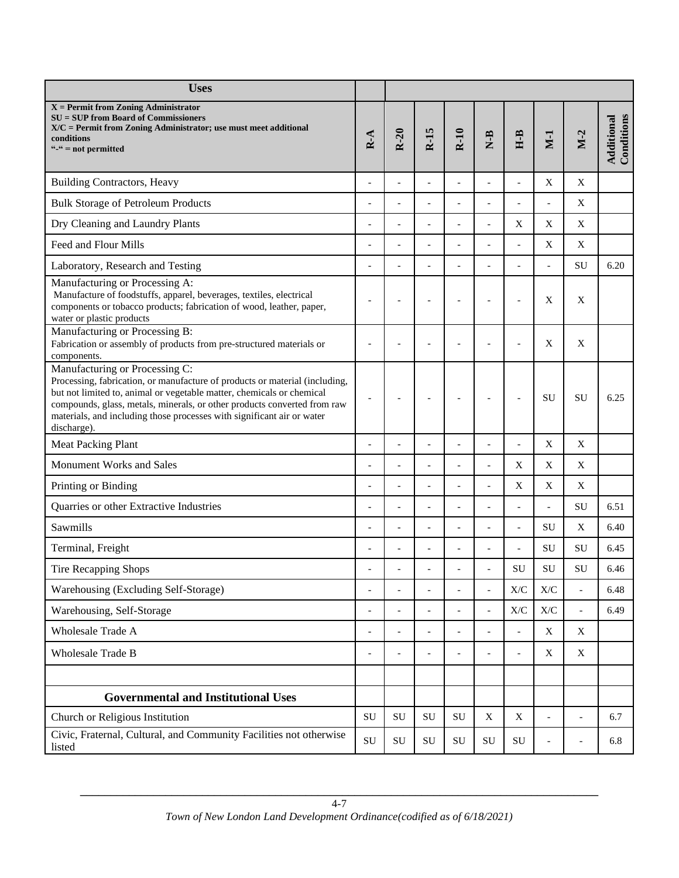| Uses | | | | | | | | | |
|---|---|---|---|---|---|---|---|---|---|
| **X = Permit from Zoning Administrator**<br>**SU = SUP from Board of Commissioners**<br>**X/C = Permit from Zoning Administrator; use must meet additional conditions**<br>**"-" = not permitted** | **R-A** | **R-20** | **R-15** | **R-10** | **N-B** | **H-B** | **M-1** | **M-2** | **Additional Conditions** |
| Building Contractors, Heavy | - | - | - | - | - | - | X | X | |
| Bulk Storage of Petroleum Products | - | - | - | - | - | - | - | X | |
| Dry Cleaning and Laundry Plants | - | - | - | - | - | X | X | X | |
| Feed and Flour Mills | - | - | - | - | - | - | X | X | |
| Laboratory, Research and Testing | - | - | - | - | - | - | - | SU | 6.20 |
| Manufacturing or Processing A:<br>Manufacture of foodstuffs, apparel, beverages, textiles, electrical components or tobacco products; fabrication of wood, leather, paper, water or plastic products | - | - | - | - | - | - | X | X | |
| Manufacturing or Processing B:<br>Fabrication or assembly of products from pre-structured materials or components. | - | - | - | - | - | - | X | X | |
| Manufacturing or Processing C:<br>Processing, fabrication, or manufacture of products or material (including, but not limited to, animal or vegetable matter, chemicals or chemical compounds, glass, metals, minerals, or other products converted from raw materials, and including those processes with significant air or water discharge). | - | - | - | - | - | - | SU | SU | 6.25 |
| Meat Packing Plant | - | - | - | - | - | - | X | X | |
| Monument Works and Sales | - | - | - | - | - | X | X | X | |
| Printing or Binding | - | - | - | - | - | X | X | X | |
| Quarries or other Extractive Industries | - | - | - | - | - | - | - | SU | 6.51 |
| Sawmills | - | - | - | - | - | - | SU | X | 6.40 |
| Terminal, Freight | - | - | - | - | - | - | SU | SU | 6.45 |
| Tire Recapping Shops | - | - | - | - | - | SU | SU | SU | 6.46 |
| Warehousing (Excluding Self-Storage) | - | - | - | - | - | X/C | X/C | - | 6.48 |
| Warehousing, Self-Storage | - | - | - | - | - | X/C | X/C | - | 6.49 |
| Wholesale Trade A | - | - | - | - | - | - | X | X | |
| Wholesale Trade B | - | - | - | - | - | - | X | X | |
| | | | | | | | | | |
| **Governmental and Institutional Uses** | | | | | | | | | |
| Church or Religious Institution | SU | SU | SU | SU | X | X | - | - | 6.7 |
| Civic, Fraternal, Cultural, and Community Facilities not otherwise listed | SU | SU | SU | SU | SU | SU | - | - | 6.8 |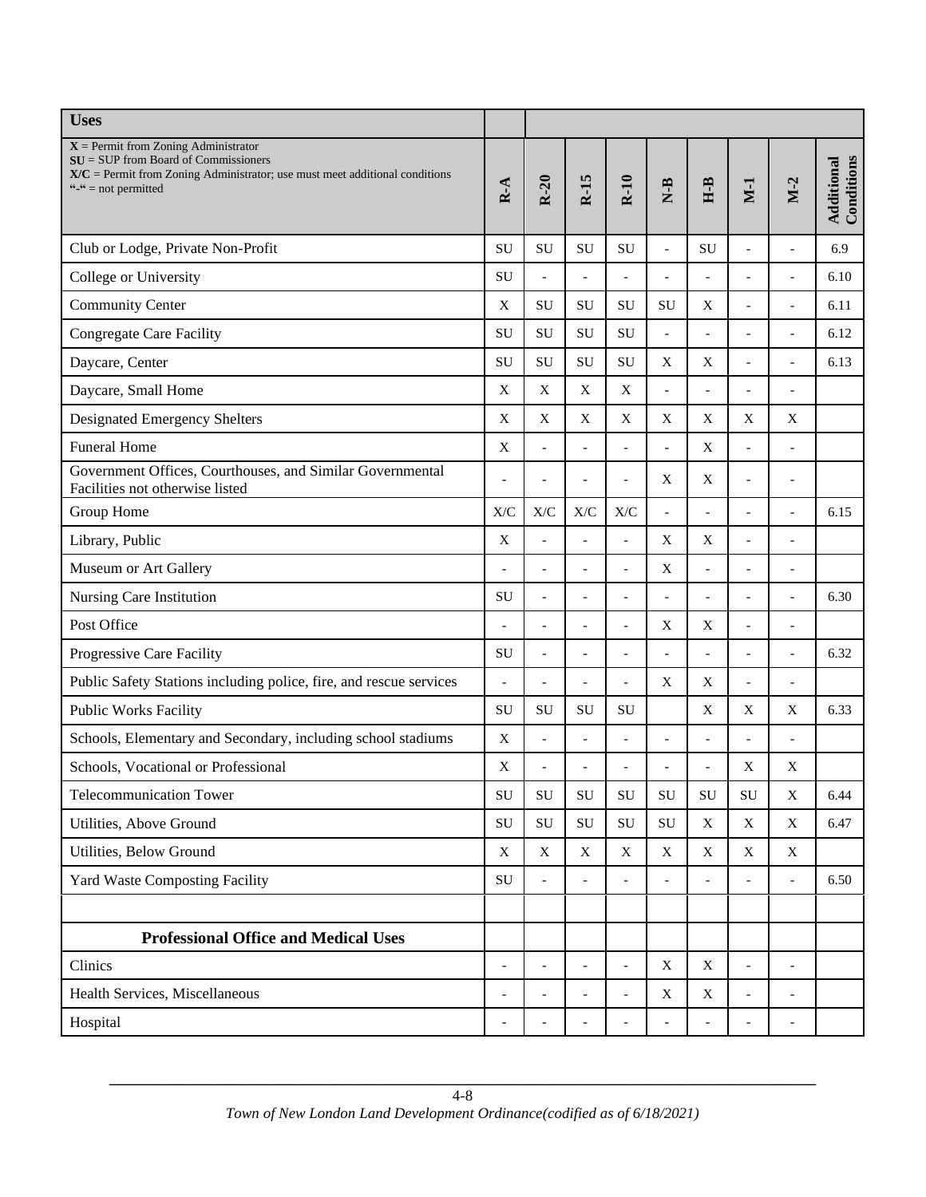| Uses | | | | | | | | | |
|---|---|---|---|---|---|---|---|---|---|
| **X** = Permit from Zoning Administrator<br>**SU** = SUP from Board of Commissioners<br>**X/C** = Permit from Zoning Administrator; use must meet additional conditions<br>"-" = not permitted | **R-A** | **R-20** | **R-15** | **R-10** | **N-B** | **H-B** | **M-1** | **M-2** | **Additional Conditions** |
| Club or Lodge, Private Non-Profit | SU | SU | SU | SU | - | SU | - | - | 6.9 |
| College or University | SU | - | - | - | - | - | - | - | 6.10 |
| Community Center | X | SU | SU | SU | SU | X | - | - | 6.11 |
| Congregate Care Facility | SU | SU | SU | SU | - | - | - | - | 6.12 |
| Daycare, Center | SU | SU | SU | SU | X | X | - | - | 6.13 |
| Daycare, Small Home | X | X | X | X | - | - | - | - | |
| Designated Emergency Shelters | X | X | X | X | X | X | X | X | |
| Funeral Home | X | - | - | - | - | X | - | - | |
| Government Offices, Courthouses, and Similar Governmental Facilities not otherwise listed | - | - | - | - | X | X | - | - | |
| Group Home | X/C | X/C | X/C | X/C | - | - | - | - | 6.15 |
| Library, Public | X | - | - | - | X | X | - | - | |
| Museum or Art Gallery | - | - | - | - | X | - | - | - | |
| Nursing Care Institution | SU | - | - | - | - | - | - | - | 6.30 |
| Post Office | - | - | - | - | X | X | - | - | |
| Progressive Care Facility | SU | - | - | - | - | - | - | - | 6.32 |
| Public Safety Stations including police, fire, and rescue services | - | - | - | - | X | X | - | - | |
| Public Works Facility | SU | SU | SU | SU | | X | X | X | 6.33 |
| Schools, Elementary and Secondary, including school stadiums | X | - | - | - | - | - | - | - | |
| Schools, Vocational or Professional | X | - | - | - | - | - | X | X | |
| Telecommunication Tower | SU | SU | SU | SU | SU | SU | SU | X | 6.44 |
| Utilities, Above Ground | SU | SU | SU | SU | SU | X | X | X | 6.47 |
| Utilities, Below Ground | X | X | X | X | X | X | X | X | |
| Yard Waste Composting Facility | SU | - | - | - | - | - | - | - | 6.50 |
| | | | | | | | | | |
| **Professional Office and Medical Uses** | | | | | | | | | |
| Clinics | - | - | - | - | X | X | - | - | |
| Health Services, Miscellaneous | - | - | - | - | X | X | - | - | |
| Hospital | - | - | - | - | - | - | - | - | |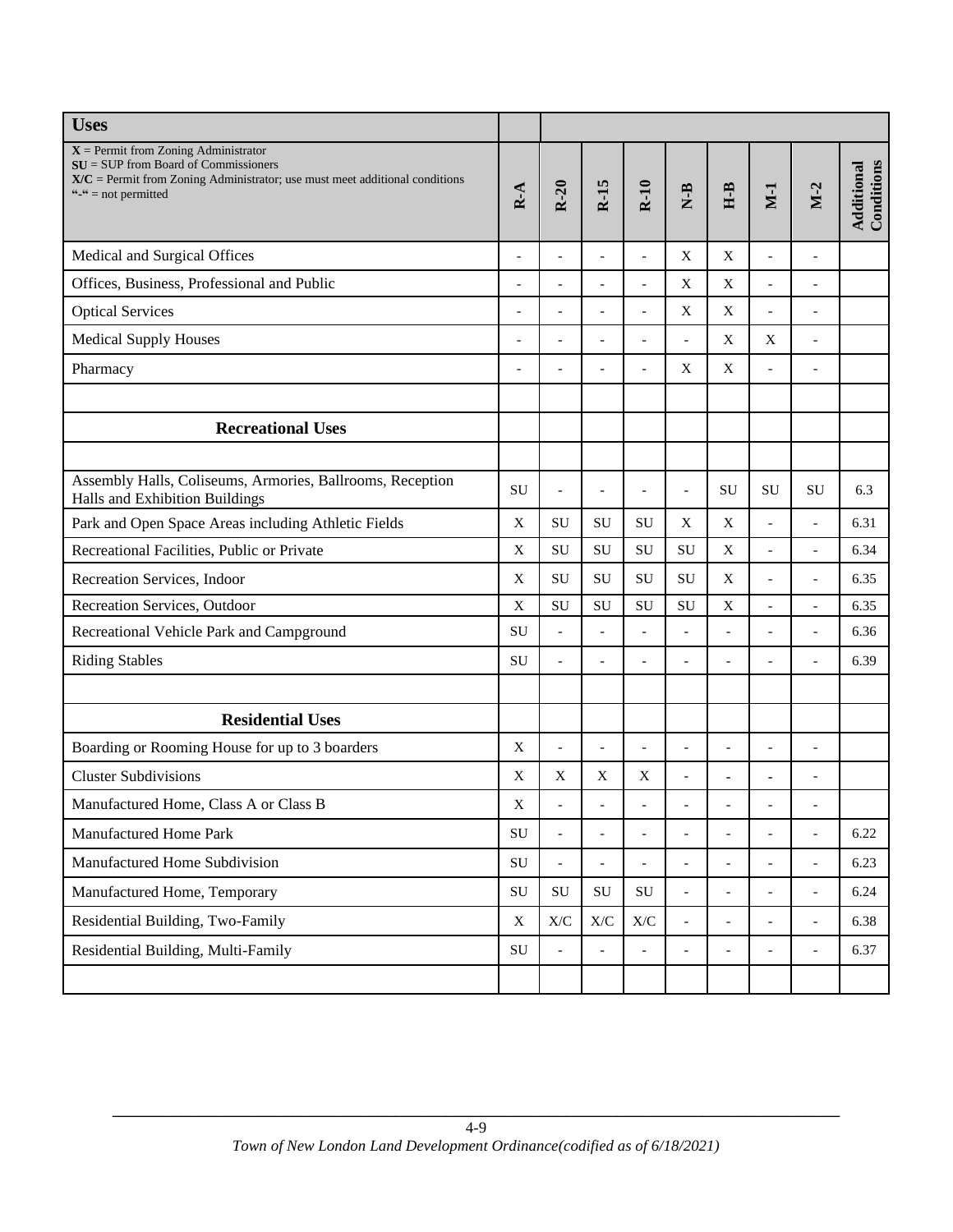| **Uses** | | | | | | | | | |
|---|---|---|---|---|---|---|---|---|---|
| **X** = Permit from Zoning Administrator<br>**SU** = SUP from Board of Commissioners<br>**X/C** = Permit from Zoning Administrator; use must meet additional conditions<br>**"-"** = not permitted | **R-A** | **R-20** | **R-15** | **R-10** | **N-B** | **H-B** | **M-1** | **M-2** | **Additional Conditions** |
| Medical and Surgical Offices | - | - | - | - | X | X | - | - | |
| Offices, Business, Professional and Public | - | - | - | - | X | X | - | - | |
| Optical Services | - | - | - | - | X | X | - | - | |
| Medical Supply Houses | - | - | - | - | - | X | X | - | |
| Pharmacy | - | - | - | - | X | X | - | - | |
| | | | | | | | | | |
| **Recreational Uses** | | | | | | | | | |
| | | | | | | | | | |
| Assembly Halls, Coliseums, Armories, Ballrooms, Reception Halls and Exhibition Buildings | SU | - | - | - | - | SU | SU | SU | 6.3 |
| Park and Open Space Areas including Athletic Fields | X | SU | SU | SU | X | X | - | - | 6.31 |
| Recreational Facilities, Public or Private | X | SU | SU | SU | SU | X | - | - | 6.34 |
| Recreation Services, Indoor | X | SU | SU | SU | SU | X | - | - | 6.35 |
| Recreation Services, Outdoor | X | SU | SU | SU | SU | X | - | - | 6.35 |
| Recreational Vehicle Park and Campground | SU | - | - | - | - | - | - | - | 6.36 |
| Riding Stables | SU | - | - | - | - | - | - | - | 6.39 |
| | | | | | | | | | |
| **Residential Uses** | | | | | | | | | |
| Boarding or Rooming House for up to 3 boarders | X | - | - | - | - | - | - | - | |
| Cluster Subdivisions | X | X | X | X | - | - | - | - | |
| Manufactured Home, Class A or Class B | X | - | - | - | - | - | - | - | |
| Manufactured Home Park | SU | - | - | - | - | - | - | - | 6.22 |
| Manufactured Home Subdivision | SU | - | - | - | - | - | - | - | 6.23 |
| Manufactured Home, Temporary | SU | SU | SU | SU | - | - | - | - | 6.24 |
| Residential Building, Two-Family | X | X/C | X/C | X/C | - | - | - | - | 6.38 |
| Residential Building, Multi-Family | SU | - | - | - | - | - | - | - | 6.37 |
| | | | | | | | | | |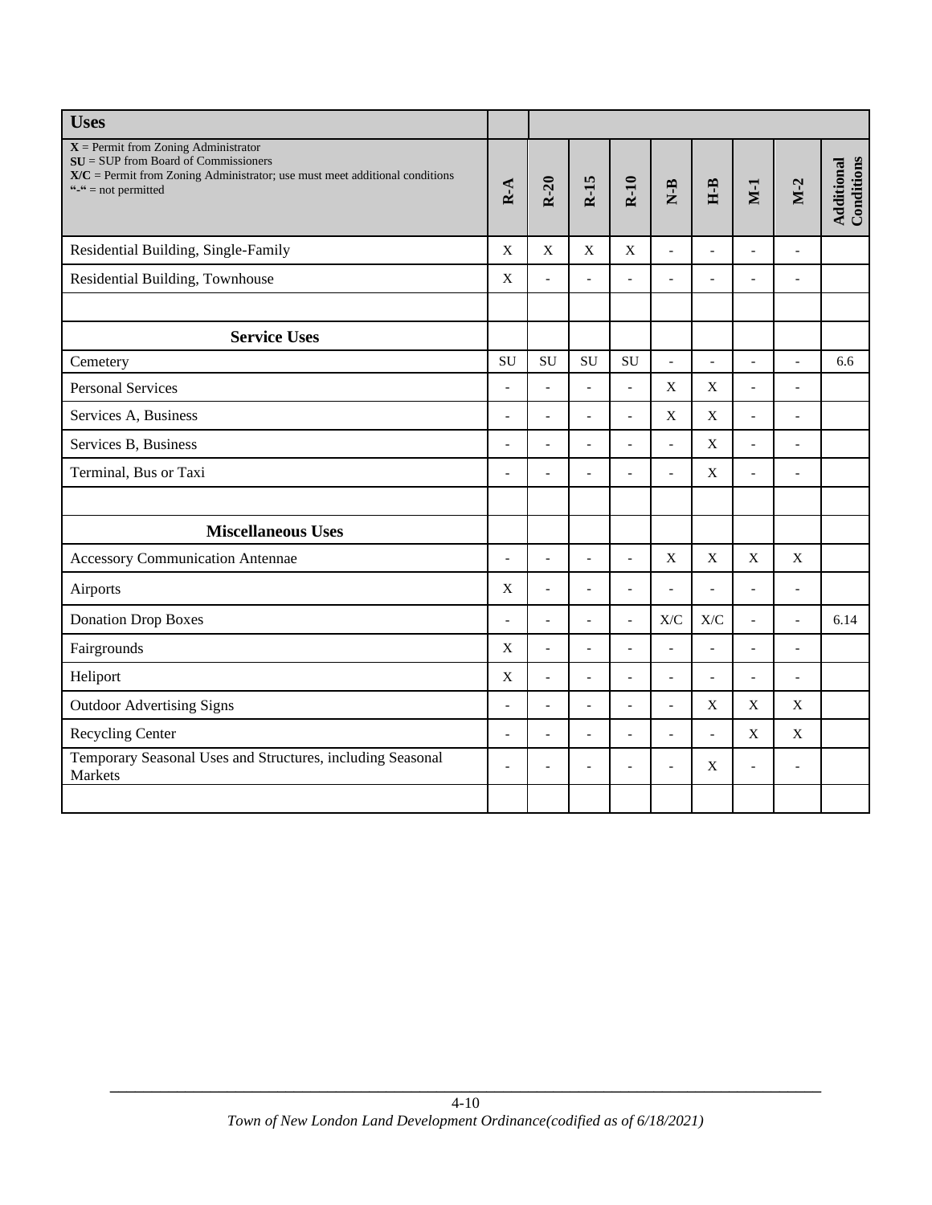| Uses | | | | | | | | | |
|---|---|---|---|---|---|---|---|---|---|
| **X** = Permit from Zoning Administrator<br>**SU** = SUP from Board of Commissioners<br>**X/C** = Permit from Zoning Administrator; use must meet additional conditions<br>**"-"** = not permitted | **R-A** | **R-20** | **R-15** | **R-10** | **N-B** | **H-B** | **M-1** | **M-2** | **Additional Conditions** |
| Residential Building, Single-Family | X | X | X | X | - | - | - | - | |
| Residential Building, Townhouse | X | - | - | - | - | - | - | - | |
| | | | | | | | | | |
| **Service Uses** | | | | | | | | | |
| Cemetery | SU | SU | SU | SU | - | - | - | - | 6.6 |
| Personal Services | - | - | - | - | X | X | - | - | |
| Services A, Business | - | - | - | - | X | X | - | - | |
| Services B, Business | - | - | - | - | - | X | - | - | |
| Terminal, Bus or Taxi | - | - | - | - | - | X | - | - | |
| | | | | | | | | | |
| **Miscellaneous Uses** | | | | | | | | | |
| Accessory Communication Antennae | - | - | - | - | X | X | X | X | |
| Airports | X | - | - | - | - | - | - | - | |
| Donation Drop Boxes | - | - | - | - | X/C | X/C | - | - | 6.14 |
| Fairgrounds | X | - | - | - | - | - | - | - | |
| Heliport | X | - | - | - | - | - | - | - | |
| Outdoor Advertising Signs | - | - | - | - | - | X | X | X | |
| Recycling Center | - | - | - | - | - | - | X | X | |
| Temporary Seasonal Uses and Structures, including Seasonal Markets | - | - | - | - | - | X | - | - | |
| | | | | | | | | | |